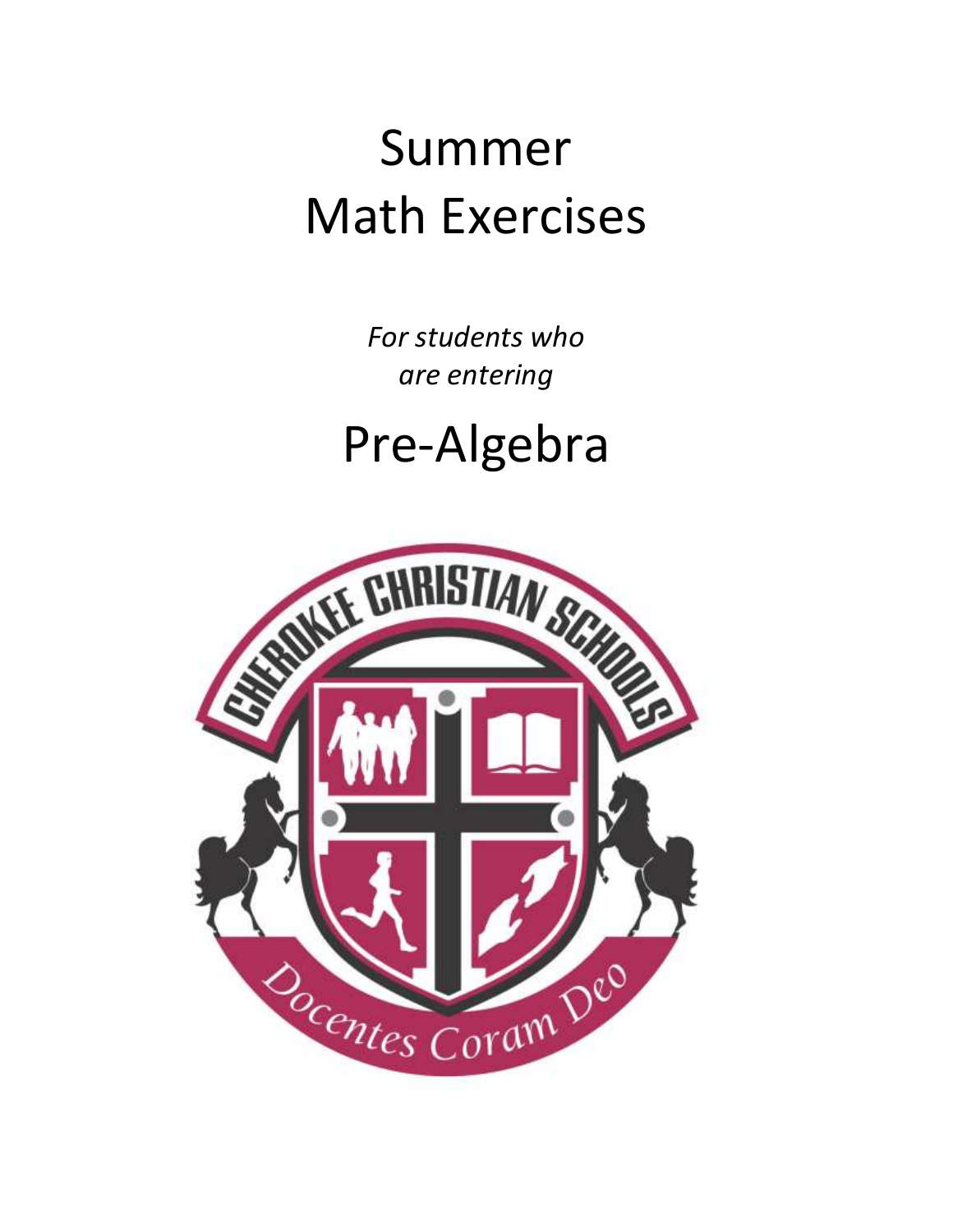# Summer Math Exercises

*For students who are entering*

# Pre-Algebra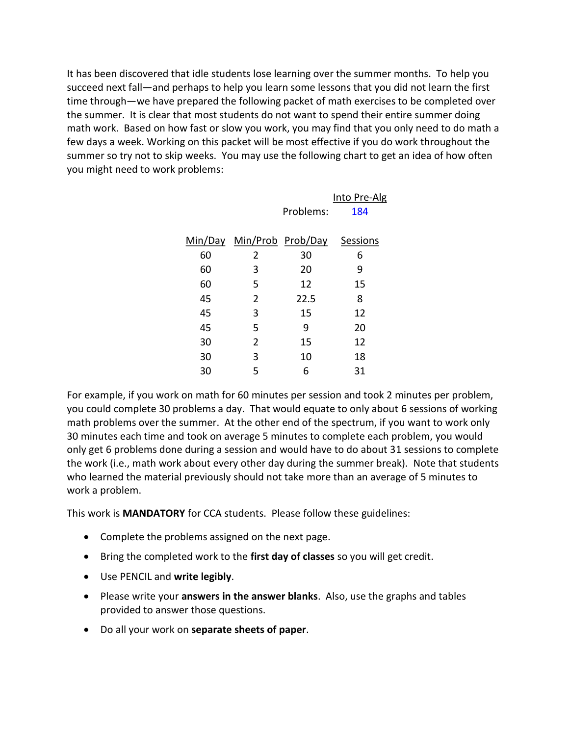It has been discovered that idle students lose learning over the summer months. To help you succeed next fall—and perhaps to help you learn some lessons that you did not learn the first time through—we have prepared the following packet of math exercises to be completed over the summer. It is clear that most students do not want to spend their entire summer doing math work. Based on how fast or slow you work, you may find that you only need to do math a few days a week. Working on this packet will be most effective if you do work throughout the summer so try not to skip weeks. You may use the following chart to get an idea of how often you might need to work problems:

| | | | Into Pre-Alg |
|---|---|---|---|
| | | Problems: | 184 |
| Min/Day | Min/Prob | Prob/Day | Sessions |
| 60 | 2 | 30 | 6 |
| 60 | 3 | 20 | 9 |
| 60 | 5 | 12 | 15 |
| 45 | 2 | 22.5 | 8 |
| 45 | 3 | 15 | 12 |
| 45 | 5 | 9 | 20 |
| 30 | 2 | 15 | 12 |
| 30 | 3 | 10 | 18 |
| 30 | 5 | 6 | 31 |

For example, if you work on math for 60 minutes per session and took 2 minutes per problem, you could complete 30 problems a day. That would equate to only about 6 sessions of working math problems over the summer. At the other end of the spectrum, if you want to work only 30 minutes each time and took on average 5 minutes to complete each problem, you would only get 6 problems done during a session and would have to do about 31 sessions to complete the work (i.e., math work about every other day during the summer break). Note that students who learned the material previously should not take more than an average of 5 minutes to work a problem.

This work is **MANDATORY** for CCA students. Please follow these guidelines:

- Complete the problems assigned on the next page.
- Bring the completed work to the **first day of classes** so you will get credit.
- Use PENCIL and **write legibly**.
- Please write your **answers in the answer blanks**. Also, use the graphs and tables provided to answer those questions.
- Do all your work on **separate sheets of paper**.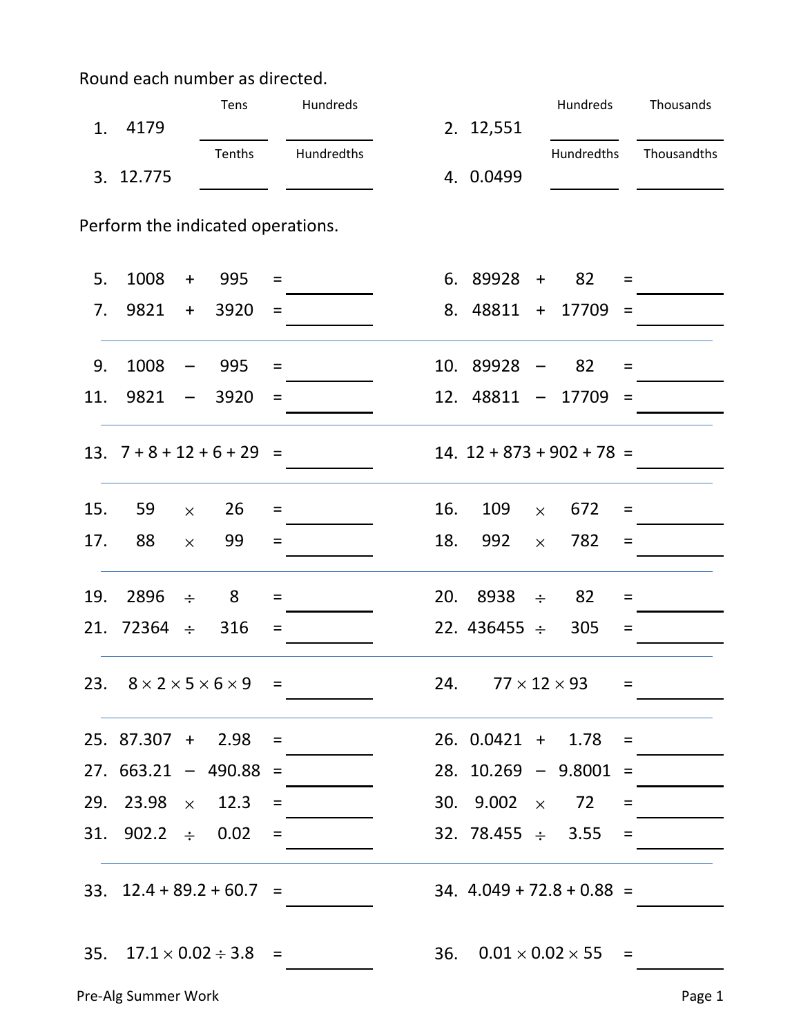Round each number as directed.

| | | Tens | Hundreds | | | Hundreds | Thousands |
|---|---|---|---|---|---|---|---|
| 1. | 4179 | ______ | ______ | 2. | 12,551 | ______ | ______ |

| | | Tenths | Hundredths | | | Hundredths | Thousandths |
|---|---|---|---|---|---|---|---|
| 3. | 12.775 | ______ | ______ | 4. | 0.0499 | ______ | ______ |

Perform the indicated operations.

5. $1008 + 995 =$ ______
6. $89928 + 82 =$ ______
7. $9821 + 3920 =$ ______
8. $48811 + 17709 =$ ______

---

9. $1008 - 995 =$ ______
10. $89928 - 82 =$ ______
11. $9821 - 3920 =$ ______
12. $48811 - 17709 =$ ______

---

13. $7 + 8 + 12 + 6 + 29 =$ ______
14. $12 + 873 + 902 + 78 =$ ______

---

15. $59 \times 26 =$ ______
16. $109 \times 672 =$ ______
17. $88 \times 99 =$ ______
18. $992 \times 782 =$ ______

---

19. $2896 \div 8 =$ ______
20. $8938 \div 82 =$ ______
21. $72364 \div 316 =$ ______
22. $436455 \div 305 =$ ______

---

23. $8 \times 2 \times 5 \times 6 \times 9 =$ ______
24. $77 \times 12 \times 93 =$ ______

---

25. $87.307 + 2.98 =$ ______
26. $0.0421 + 1.78 =$ ______
27. $663.21 - 490.88 =$ ______
28. $10.269 - 9.8001 =$ ______
29. $23.98 \times 12.3 =$ ______
30. $9.002 \times 72 =$ ______
31. $902.2 \div 0.02 =$ ______
32. $78.455 \div 3.55 =$ ______

---

33. $12.4 + 89.2 + 60.7 =$ ______
34. $4.049 + 72.8 + 0.88 =$ ______

35. $17.1 \times 0.02 \div 3.8 =$ ______
36. $0.01 \times 0.02 \times 55 =$ ______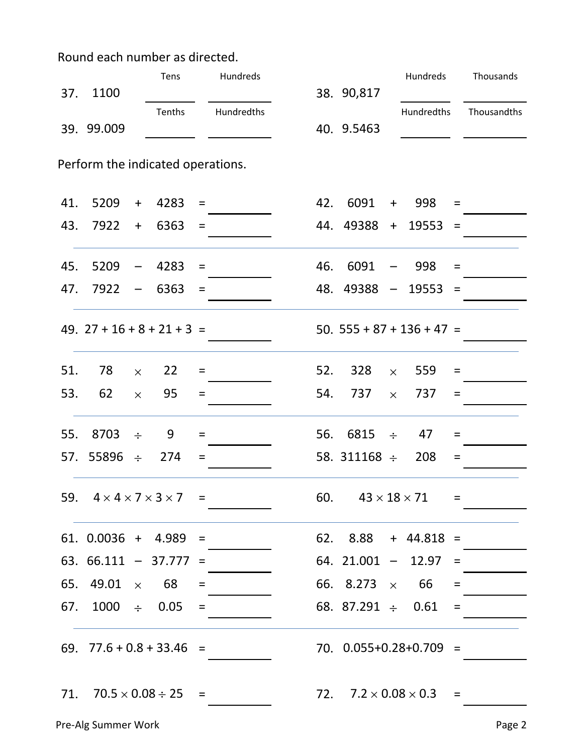Round each number as directed.

| | | Tens | Hundreds | | | Hundreds | Thousands |
|---|---|---|---|---|---|---|---|
| 37. | 1100 | ______ | ______ | 38. | 90,817 | ______ | ______ |
| | | **Tenths** | **Hundredths** | | | **Hundredths** | **Thousandths** |
| 39. | 99.009 | ______ | ______ | 40. | 9.5463 | ______ | ______ |

Perform the indicated operations.

41. $5209 + 4283 =$ ______

42. $6091 + 998 =$ ______

43. $7922 + 6363 =$ ______

44. $49388 + 19553 =$ ______

---

45. $5209 - 4283 =$ ______

46. $6091 - 998 =$ ______

47. $7922 - 6363 =$ ______

48. $49388 - 19553 =$ ______

---

49. $27 + 16 + 8 + 21 + 3 =$ ______

50. $555 + 87 + 136 + 47 =$ ______

---

51. $78 \times 22 =$ ______

52. $328 \times 559 =$ ______

53. $62 \times 95 =$ ______

54. $737 \times 737 =$ ______

---

55. $8703 \div 9 =$ ______

56. $6815 \div 47 =$ ______

57. $55896 \div 274 =$ ______

58. $311168 \div 208 =$ ______

---

59. $4 \times 4 \times 7 \times 3 \times 7 =$ ______

60. $43 \times 18 \times 71 =$ ______

---

61. $0.0036 + 4.989 =$ ______

62. $8.88 + 44.818 =$ ______

63. $66.111 - 37.777 =$ ______

64. $21.001 - 12.97 =$ ______

65. $49.01 \times 68 =$ ______

66. $8.273 \times 66 =$ ______

67. $1000 \div 0.05 =$ ______

68. $87.291 \div 0.61 =$ ______

---

69. $77.6 + 0.8 + 33.46 =$ ______

70. $0.055 + 0.28 + 0.709 =$ ______

71. $70.5 \times 0.08 \div 25 =$ ______

72. $7.2 \times 0.08 \times 0.3 =$ ______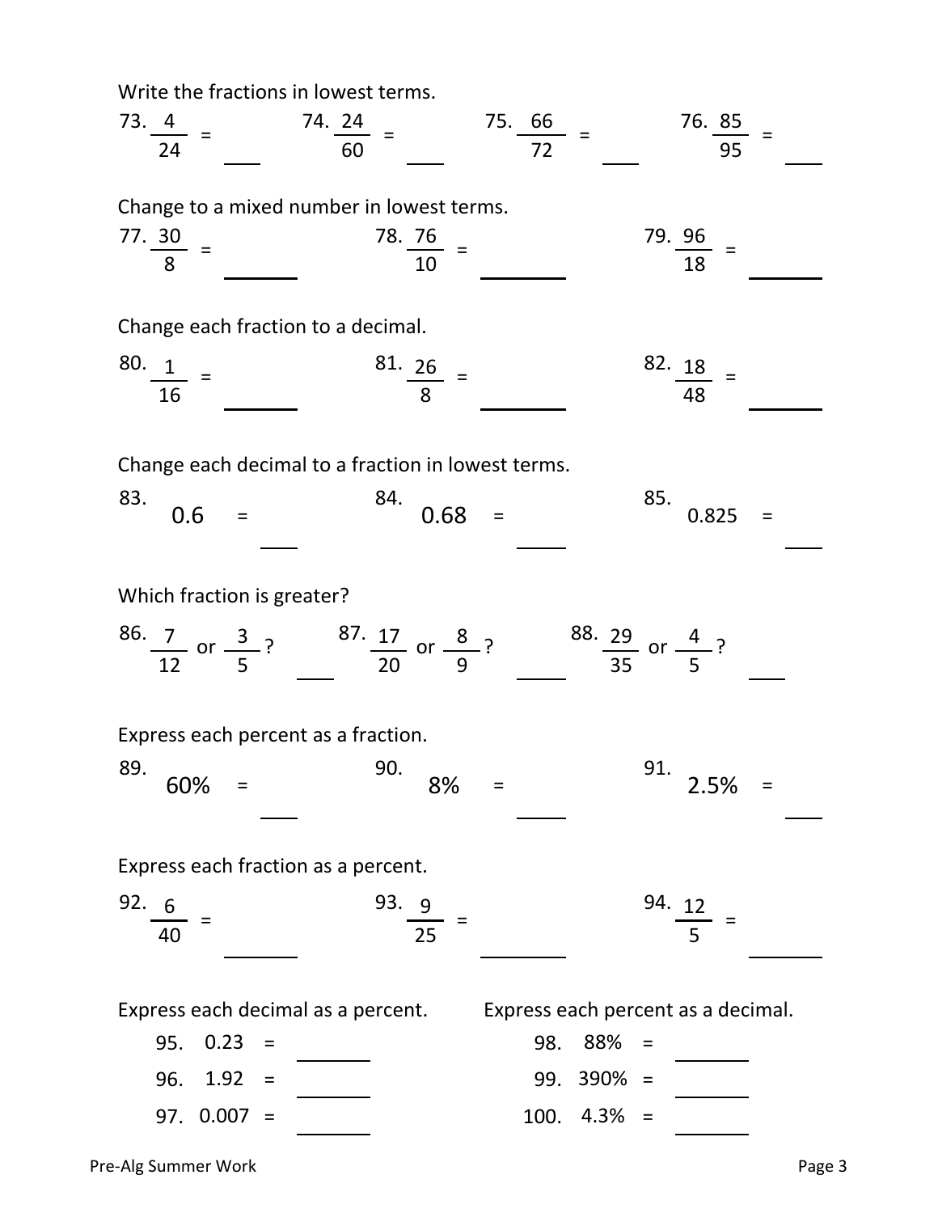Write the fractions in lowest terms.

73. $\frac{4}{24} =$ ____

74. $\frac{24}{60} =$ ____

75. $\frac{66}{72} =$ ____

76. $\frac{85}{95} =$ ____

Change to a mixed number in lowest terms.

77. $\frac{30}{8} =$ ______

78. $\frac{76}{10} =$ ______

79. $\frac{96}{18} =$ ______

Change each fraction to a decimal.

80. $\frac{1}{16} =$ ______

81. $\frac{26}{8} =$ ______

82. $\frac{18}{48} =$ ______

Change each decimal to a fraction in lowest terms.

83. 0.6 = ____

84. 0.68 = ____

85. 0.825 = ____

Which fraction is greater?

86. $\frac{7}{12}$ or $\frac{3}{5}$? ____

87. $\frac{17}{20}$ or $\frac{8}{9}$? ____

88. $\frac{29}{35}$ or $\frac{4}{5}$? ____

Express each percent as a fraction.

89. 60% = ____

90. 8% = ____

91. 2.5% = ____

Express each fraction as a percent.

92. $\frac{6}{40} =$ ______

93. $\frac{9}{25} =$ ______

94. $\frac{12}{5} =$ ______

Express each decimal as a percent.

95. 0.23 = ______

96. 1.92 = ______

97. 0.007 = ______

Express each percent as a decimal.

98. 88% = ______

99. 390% = ______

100. 4.3% = ______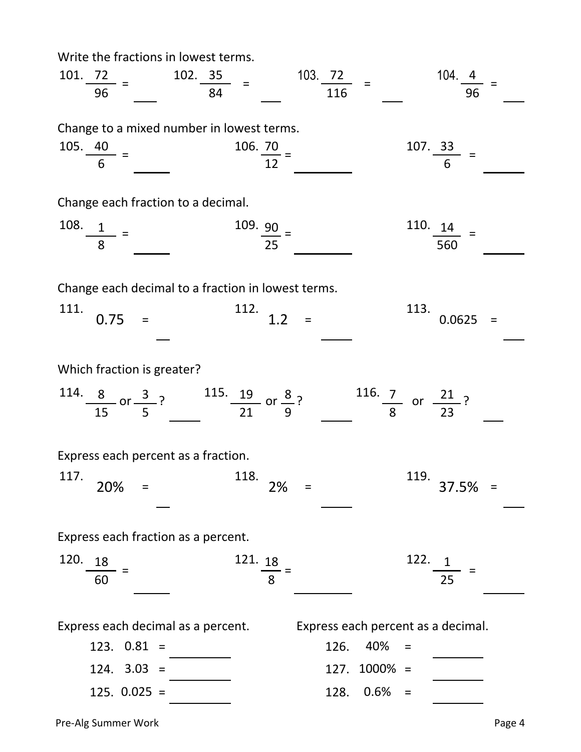Write the fractions in lowest terms.

101. $\frac{72}{96} =$ ___  102. $\frac{35}{84} =$ ___  103. $\frac{72}{116} =$ ___  104. $\frac{4}{96} =$ ___

Change to a mixed number in lowest terms.

105. $\frac{40}{6} =$ ___  106. $\frac{70}{12} =$ ___  107. $\frac{33}{6} =$ ___

Change each fraction to a decimal.

108. $\frac{1}{8} =$ ___  109. $\frac{90}{25} =$ ___  110. $\frac{14}{560} =$ ___

Change each decimal to a fraction in lowest terms.

111. $0.75 = \frac{\quad}{\quad}$  112. $1.2 = \frac{\quad}{\quad}$  113. $0.0625 = \frac{\quad}{\quad}$

Which fraction is greater?

114. $\frac{8}{15}$ or $\frac{3}{5}$? ___  115. $\frac{19}{21}$ or $\frac{8}{9}$? ___  116. $\frac{7}{8}$ or $\frac{21}{23}$? ___

Express each percent as a fraction.

117. $20\% = \frac{\quad}{\quad}$  118. $2\% = \frac{\quad}{\quad}$  119. $37.5\% = \frac{\quad}{\quad}$

Express each fraction as a percent.

120. $\frac{18}{60} =$ ___  121. $\frac{18}{8} =$ ___  122. $\frac{1}{25} =$ ___

Express each decimal as a percent.

123. 0.81 = ___

124. 3.03 = ___

125. 0.025 = ___

Express each percent as a decimal.

126. 40% = ___

127. 1000% = ___

128. 0.6% = ___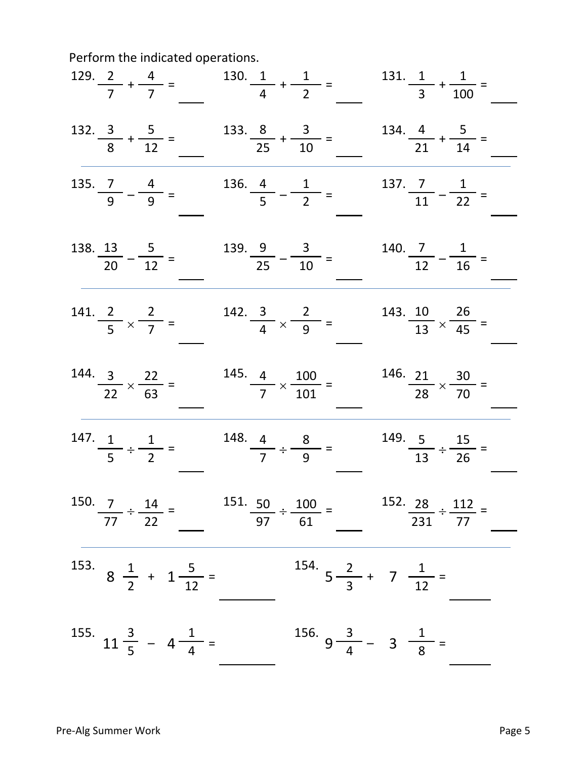Perform the indicated operations.

129. $\frac{2}{7} + \frac{4}{7} =$ ____

130. $\frac{1}{4} + \frac{1}{2} =$ ____

131. $\frac{1}{3} + \frac{1}{100} =$ ____

132. $\frac{3}{8} + \frac{5}{12} =$ ____

133. $\frac{8}{25} + \frac{3}{10} =$ ____

134. $\frac{4}{21} + \frac{5}{14} =$ ____

135. $\frac{7}{9} - \frac{4}{9} =$ ____

136. $\frac{4}{5} - \frac{1}{2} =$ ____

137. $\frac{7}{11} - \frac{1}{22} =$ ____

138. $\frac{13}{20} - \frac{5}{12} =$ ____

139. $\frac{9}{25} - \frac{3}{10} =$ ____

140. $\frac{7}{12} - \frac{1}{16} =$ ____

141. $\frac{2}{5} \times \frac{2}{7} =$ ____

142. $\frac{3}{4} \times \frac{2}{9} =$ ____

143. $\frac{10}{13} \times \frac{26}{45} =$ ____

144. $\frac{3}{22} \times \frac{22}{63} =$ ____

145. $\frac{4}{7} \times \frac{100}{101} =$ ____

146. $\frac{21}{28} \times \frac{30}{70} =$ ____

147. $\frac{1}{5} \div \frac{1}{2} =$ ____

148. $\frac{4}{7} \div \frac{8}{9} =$ ____

149. $\frac{5}{13} \div \frac{15}{26} =$ ____

150. $\frac{7}{77} \div \frac{14}{22} =$ ____

151. $\frac{50}{97} \div \frac{100}{61} =$ ____

152. $\frac{28}{231} \div \frac{112}{77} =$ ____

153. $8\frac{1}{2} + 1\frac{5}{12} =$ ____

154. $5\frac{2}{3} + 7\frac{1}{12} =$ ____

155. $11\frac{3}{5} - 4\frac{1}{4} =$ ____

156. $9\frac{3}{4} - 3\frac{1}{8} =$ ____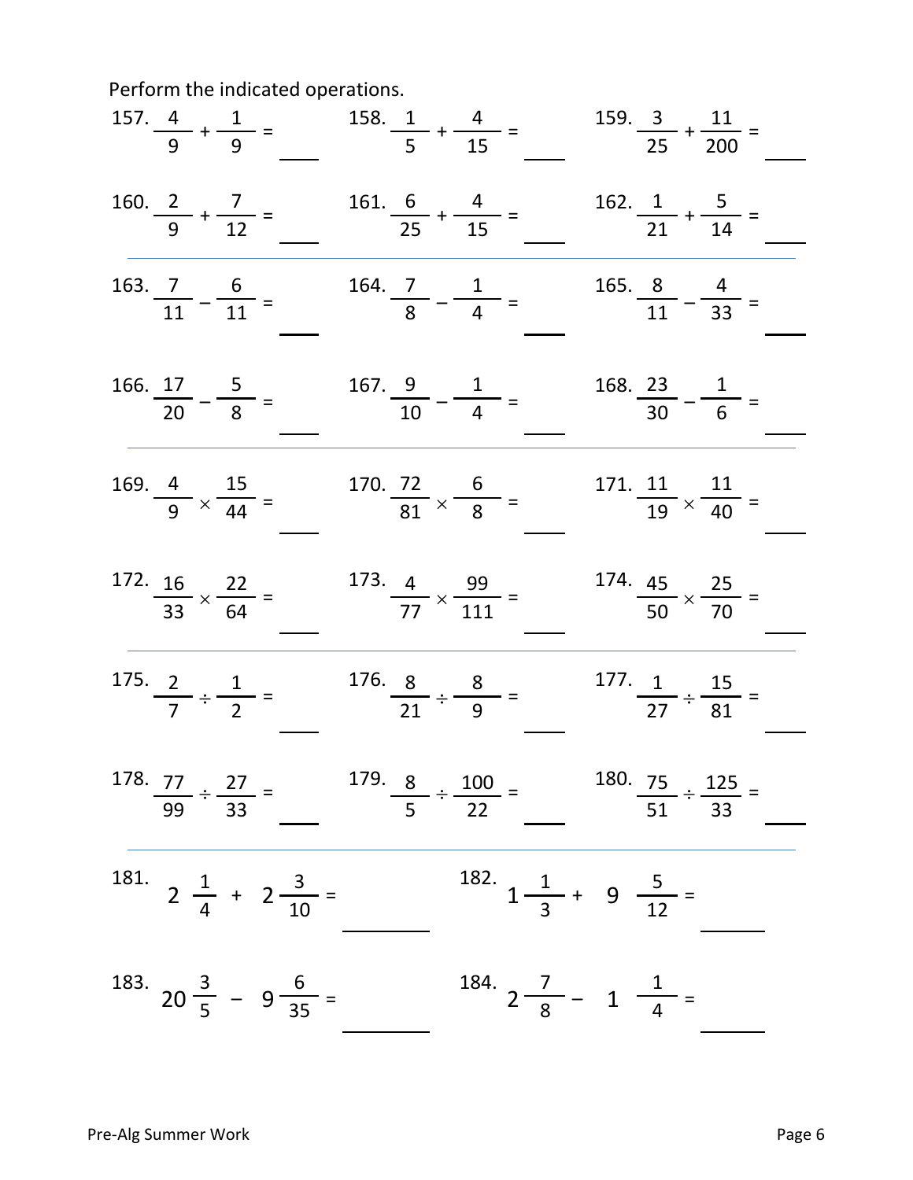Perform the indicated operations.

157. $\frac{4}{9} + \frac{1}{9} =$ ____

158. $\frac{1}{5} + \frac{4}{15} =$ ____

159. $\frac{3}{25} + \frac{11}{200} =$ ____

160. $\frac{2}{9} + \frac{7}{12} =$ ____

161. $\frac{6}{25} + \frac{4}{15} =$ ____

162. $\frac{1}{21} + \frac{5}{14} =$ ____

---

163. $\frac{7}{11} - \frac{6}{11} =$ ____

164. $\frac{7}{8} - \frac{1}{4} =$ ____

165. $\frac{8}{11} - \frac{4}{33} =$ ____

166. $\frac{17}{20} - \frac{5}{8} =$ ____

167. $\frac{9}{10} - \frac{1}{4} =$ ____

168. $\frac{23}{30} - \frac{1}{6} =$ ____

---

169. $\frac{4}{9} \times \frac{15}{44} =$ ____

170. $\frac{72}{81} \times \frac{6}{8} =$ ____

171. $\frac{11}{19} \times \frac{11}{40} =$ ____

172. $\frac{16}{33} \times \frac{22}{64} =$ ____

173. $\frac{4}{77} \times \frac{99}{111} =$ ____

174. $\frac{45}{50} \times \frac{25}{70} =$ ____

---

175. $\frac{2}{7} \div \frac{1}{2} =$ ____

176. $\frac{8}{21} \div \frac{8}{9} =$ ____

177. $\frac{1}{27} \div \frac{15}{81} =$ ____

178. $\frac{77}{99} \div \frac{27}{33} =$ ____

179. $\frac{8}{5} \div \frac{100}{22} =$ ____

180. $\frac{75}{51} \div \frac{125}{33} =$ ____

---

181. $2\frac{1}{4} + 2\frac{3}{10} =$ ____

182. $1\frac{1}{3} + 9\frac{5}{12} =$ ____

183. $20\frac{3}{5} - 9\frac{6}{35} =$ ____

184. $2\frac{7}{8} - 1\frac{1}{4} =$ ____